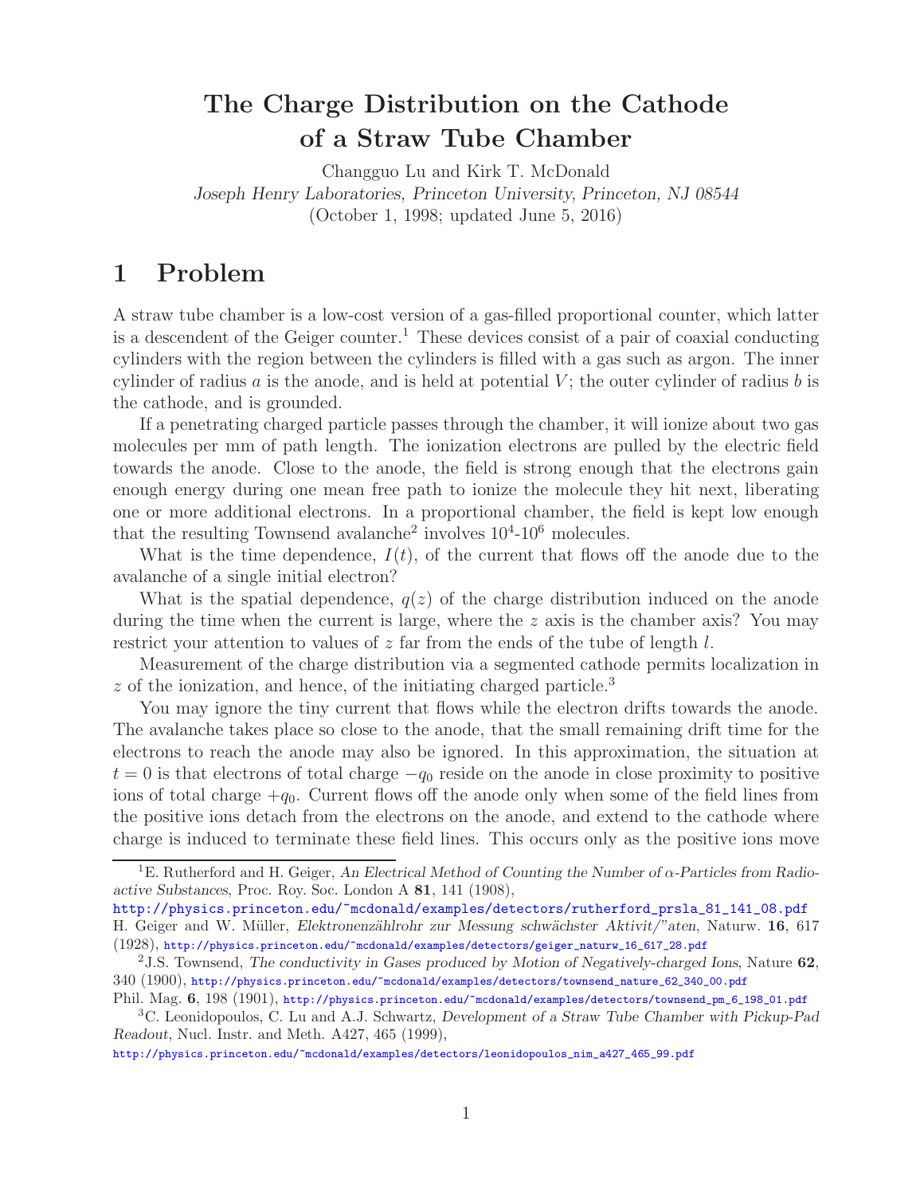# The Charge Distribution on the Cathode of a Straw Tube Chamber

Changguo Lu and Kirk T. McDonald

*Joseph Henry Laboratories, Princeton University, Princeton, NJ 08544*

(October 1, 1998; updated June 5, 2016)

## 1 Problem

A straw tube chamber is a low-cost version of a gas-filled proportional counter, which latter is a descendent of the Geiger counter.[1] These devices consist of a pair of coaxial conducting cylinders with the region between the cylinders is filled with a gas such as argon. The inner cylinder of radius $a$ is the anode, and is held at potential $V$; the outer cylinder of radius $b$ is the cathode, and is grounded.

If a penetrating charged particle passes through the chamber, it will ionize about two gas molecules per mm of path length. The ionization electrons are pulled by the electric field towards the anode. Close to the anode, the field is strong enough that the electrons gain enough energy during one mean free path to ionize the molecule they hit next, liberating one or more additional electrons. In a proportional chamber, the field is kept low enough that the resulting Townsend avalanche[2] involves $10^4$-$10^6$ molecules.

What is the time dependence, $I(t)$, of the current that flows off the anode due to the avalanche of a single initial electron?

What is the spatial dependence, $q(z)$ of the charge distribution induced on the anode during the time when the current is large, where the $z$ axis is the chamber axis? You may restrict your attention to values of $z$ far from the ends of the tube of length $l$.

Measurement of the charge distribution via a segmented cathode permits localization in $z$ of the ionization, and hence, of the initiating charged particle.[3]

You may ignore the tiny current that flows while the electron drifts towards the anode. The avalanche takes place so close to the anode, that the small remaining drift time for the electrons to reach the anode may also be ignored. In this approximation, the situation at $t = 0$ is that electrons of total charge $-q_0$ reside on the anode in close proximity to positive ions of total charge $+q_0$. Current flows off the anode only when some of the field lines from the positive ions detach from the electrons on the anode, and extend to the cathode where charge is induced to terminate these field lines. This occurs only as the positive ions move

---

[1] E. Rutherford and H. Geiger, *An Electrical Method of Counting the Number of α-Particles from Radioactive Substances*, Proc. Roy. Soc. London A **81**, 141 (1908), http://physics.princeton.edu/~mcdonald/examples/detectors/rutherford_prsla_81_141_08.pdf
H. Geiger and W. Müller, *Elektronenzählrohr zur Messung schwächster Aktivit/"aten*, Naturw. **16**, 617 (1928), http://physics.princeton.edu/~mcdonald/examples/detectors/geiger_naturw_16_617_28.pdf

[2] J.S. Townsend, *The conductivity in Gases produced by Motion of Negatively-charged Ions*, Nature **62**, 340 (1900), http://physics.princeton.edu/~mcdonald/examples/detectors/townsend_nature_62_340_00.pdf
Phil. Mag. **6**, 198 (1901), http://physics.princeton.edu/~mcdonald/examples/detectors/townsend_pm_6_198_01.pdf

[3] C. Leonidopoulos, C. Lu and A.J. Schwartz, *Development of a Straw Tube Chamber with Pickup-Pad Readout*, Nucl. Instr. and Meth. A427, 465 (1999), http://physics.princeton.edu/~mcdonald/examples/detectors/leonidopoulos_nim_a427_465_99.pdf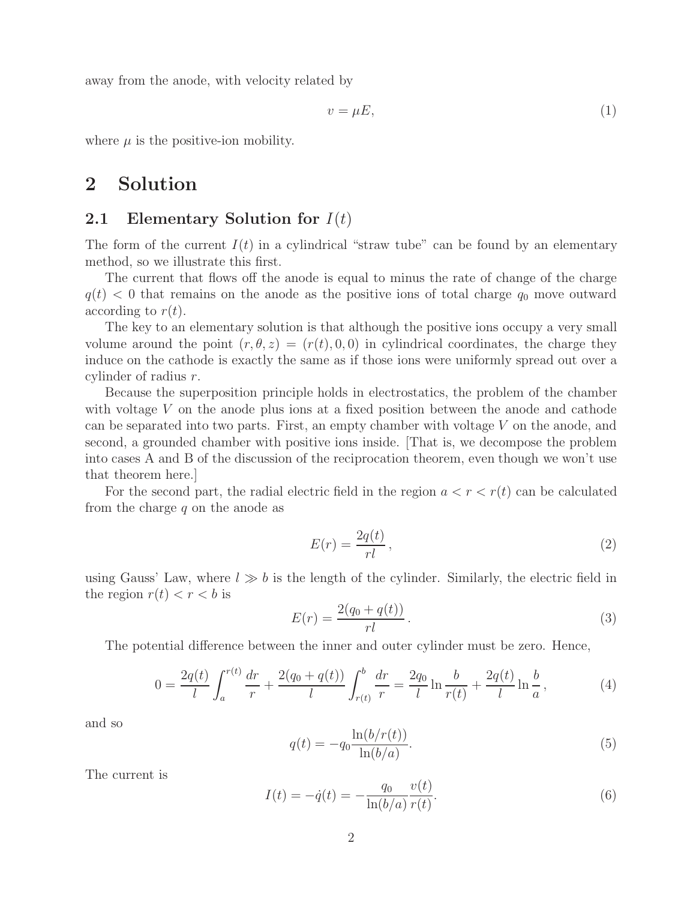away from the anode, with velocity related by

$$v = \mu E, \tag{1}$$

where $\mu$ is the positive-ion mobility.

# 2 Solution

## 2.1 Elementary Solution for $I(t)$

The form of the current $I(t)$ in a cylindrical "straw tube" can be found by an elementary method, so we illustrate this first.

The current that flows off the anode is equal to minus the rate of change of the charge $q(t) < 0$ that remains on the anode as the positive ions of total charge $q_0$ move outward according to $r(t)$.

The key to an elementary solution is that although the positive ions occupy a very small volume around the point $(r, \theta, z) = (r(t), 0, 0)$ in cylindrical coordinates, the charge they induce on the cathode is exactly the same as if those ions were uniformly spread out over a cylinder of radius $r$.

Because the superposition principle holds in electrostatics, the problem of the chamber with voltage $V$ on the anode plus ions at a fixed position between the anode and cathode can be separated into two parts. First, an empty chamber with voltage $V$ on the anode, and second, a grounded chamber with positive ions inside. [That is, we decompose the problem into cases A and B of the discussion of the reciprocation theorem, even though we won't use that theorem here.]

For the second part, the radial electric field in the region $a < r < r(t)$ can be calculated from the charge $q$ on the anode as

$$E(r) = \frac{2q(t)}{rl}\,, \tag{2}$$

using Gauss' Law, where $l \gg b$ is the length of the cylinder. Similarly, the electric field in the region $r(t) < r < b$ is

$$E(r) = \frac{2(q_0 + q(t))}{rl}\,. \tag{3}$$

The potential difference between the inner and outer cylinder must be zero. Hence,

$$0 = \frac{2q(t)}{l}\int_a^{r(t)} \frac{dr}{r} + \frac{2(q_0 + q(t))}{l}\int_{r(t)}^b \frac{dr}{r} = \frac{2q_0}{l}\ln\frac{b}{r(t)} + \frac{2q(t)}{l}\ln\frac{b}{a}\,, \tag{4}$$

and so

$$q(t) = -q_0 \frac{\ln(b/r(t))}{\ln(b/a)}. \tag{5}$$

The current is

$$I(t) = -\dot{q}(t) = -\frac{q_0}{\ln(b/a)}\frac{v(t)}{r(t)}. \tag{6}$$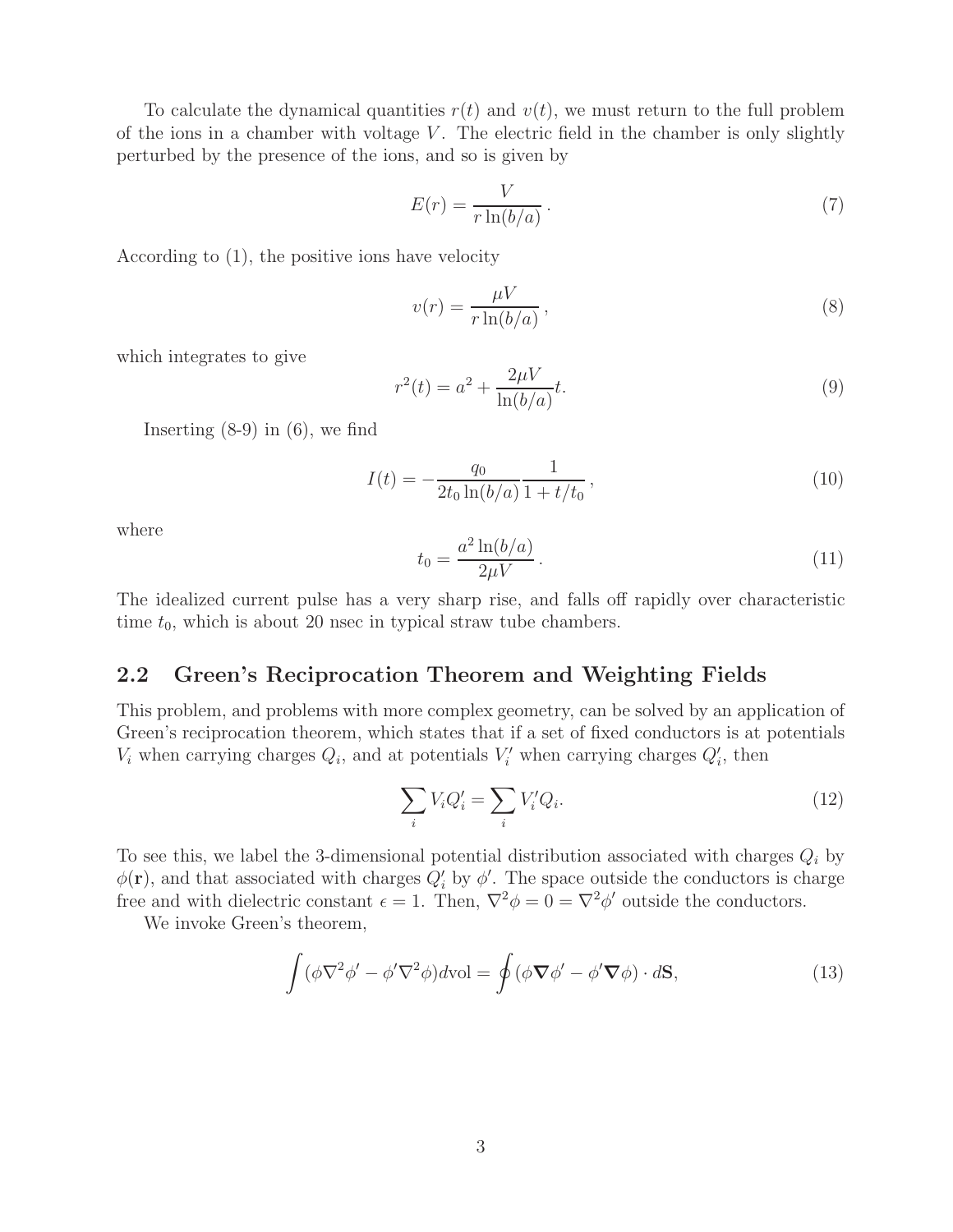To calculate the dynamical quantities $r(t)$ and $v(t)$, we must return to the full problem of the ions in a chamber with voltage $V$. The electric field in the chamber is only slightly perturbed by the presence of the ions, and so is given by

$$E(r) = \frac{V}{r \ln(b/a)} . \tag{7}$$

According to (1), the positive ions have velocity

$$v(r) = \frac{\mu V}{r \ln(b/a)} , \tag{8}$$

which integrates to give

$$r^2(t) = a^2 + \frac{2\mu V}{\ln(b/a)} t. \tag{9}$$

Inserting (8-9) in (6), we find

$$I(t) = -\frac{q_0}{2t_0 \ln(b/a)} \frac{1}{1 + t/t_0} , \tag{10}$$

where

$$t_0 = \frac{a^2 \ln(b/a)}{2\mu V} . \tag{11}$$

The idealized current pulse has a very sharp rise, and falls off rapidly over characteristic time $t_0$, which is about 20 nsec in typical straw tube chambers.

## 2.2 Green's Reciprocation Theorem and Weighting Fields

This problem, and problems with more complex geometry, can be solved by an application of Green's reciprocation theorem, which states that if a set of fixed conductors is at potentials $V_i$ when carrying charges $Q_i$, and at potentials $V_i'$ when carrying charges $Q_i'$, then

$$\sum_i V_i Q_i' = \sum_i V_i' Q_i. \tag{12}$$

To see this, we label the 3-dimensional potential distribution associated with charges $Q_i$ by $\phi(\mathbf{r})$, and that associated with charges $Q_i'$ by $\phi'$. The space outside the conductors is charge free and with dielectric constant $\epsilon = 1$. Then, $\nabla^2 \phi = 0 = \nabla^2 \phi'$ outside the conductors.

We invoke Green's theorem,

$$\int (\phi \nabla^2 \phi' - \phi' \nabla^2 \phi) d\text{vol} = \oint (\phi \boldsymbol{\nabla} \phi' - \phi' \boldsymbol{\nabla} \phi) \cdot d\mathbf{S}, \tag{13}$$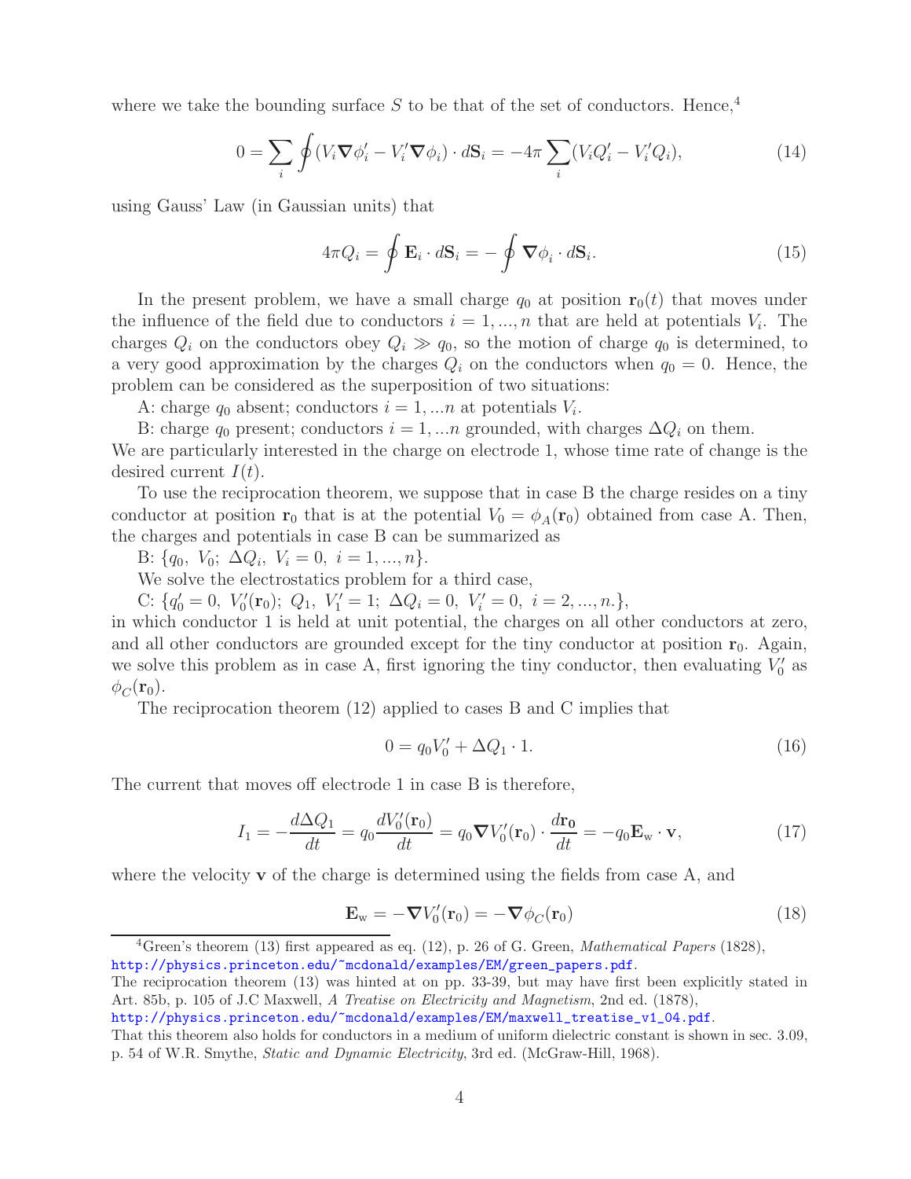where we take the bounding surface $S$ to be that of the set of conductors. Hence,[4]

$$0 = \sum_i \oint (V_i \boldsymbol{\nabla}\phi_i' - V_i' \boldsymbol{\nabla}\phi_i) \cdot d\mathbf{S}_i = -4\pi \sum_i (V_i Q_i' - V_i' Q_i), \tag{14}$$

using Gauss' Law (in Gaussian units) that

$$4\pi Q_i = \oint \mathbf{E}_i \cdot d\mathbf{S}_i = -\oint \boldsymbol{\nabla}\phi_i \cdot d\mathbf{S}_i. \tag{15}$$

In the present problem, we have a small charge $q_0$ at position $\mathbf{r}_0(t)$ that moves under the influence of the field due to conductors $i = 1, ..., n$ that are held at potentials $V_i$. The charges $Q_i$ on the conductors obey $Q_i \gg q_0$, so the motion of charge $q_0$ is determined, to a very good approximation by the charges $Q_i$ on the conductors when $q_0 = 0$. Hence, the problem can be considered as the superposition of two situations:

A: charge $q_0$ absent; conductors $i = 1, ...n$ at potentials $V_i$.

B: charge $q_0$ present; conductors $i = 1, ...n$ grounded, with charges $\Delta Q_i$ on them.

We are particularly interested in the charge on electrode 1, whose time rate of change is the desired current $I(t)$.

To use the reciprocation theorem, we suppose that in case B the charge resides on a tiny conductor at position $\mathbf{r}_0$ that is at the potential $V_0 = \phi_A(\mathbf{r}_0)$ obtained from case A. Then, the charges and potentials in case B can be summarized as

B: $\{q_0,\ V_0;\ \Delta Q_i,\ V_i = 0,\ i = 1, ..., n\}$.

We solve the electrostatics problem for a third case,

C: $\{q_0' = 0,\ V_0'(\mathbf{r}_0);\ Q_1,\ V_1' = 1;\ \Delta Q_i = 0,\ V_i' = 0,\ i = 2, ..., n.\}$,

in which conductor 1 is held at unit potential, the charges on all other conductors at zero, and all other conductors are grounded except for the tiny conductor at position $\mathbf{r}_0$. Again, we solve this problem as in case A, first ignoring the tiny conductor, then evaluating $V_0'$ as $\phi_C(\mathbf{r}_0)$.

The reciprocation theorem (12) applied to cases B and C implies that

$$0 = q_0 V_0' + \Delta Q_1 \cdot 1. \tag{16}$$

The current that moves off electrode 1 in case B is therefore,

$$I_1 = -\frac{d\Delta Q_1}{dt} = q_0 \frac{dV_0'(\mathbf{r}_0)}{dt} = q_0 \boldsymbol{\nabla} V_0'(\mathbf{r}_0) \cdot \frac{d\mathbf{r_0}}{dt} = -q_0 \mathbf{E}_{\mathrm{w}} \cdot \mathbf{v}, \tag{17}$$

where the velocity $\mathbf{v}$ of the charge is determined using the fields from case A, and

$$\mathbf{E}_{\mathrm{w}} = -\boldsymbol{\nabla} V_0'(\mathbf{r}_0) = -\boldsymbol{\nabla}\phi_C(\mathbf{r}_0) \tag{18}$$

---

[4] Green's theorem (13) first appeared as eq. (12), p. 26 of G. Green, *Mathematical Papers* (1828), http://physics.princeton.edu/~mcdonald/examples/EM/green_papers.pdf.

The reciprocation theorem (13) was hinted at on pp. 33-39, but may have first been explicitly stated in Art. 85b, p. 105 of J.C Maxwell, *A Treatise on Electricity and Magnetism*, 2nd ed. (1878), http://physics.princeton.edu/~mcdonald/examples/EM/maxwell_treatise_v1_04.pdf.

That this theorem also holds for conductors in a medium of uniform dielectric constant is shown in sec. 3.09, p. 54 of W.R. Smythe, *Static and Dynamic Electricity*, 3rd ed. (McGraw-Hill, 1968).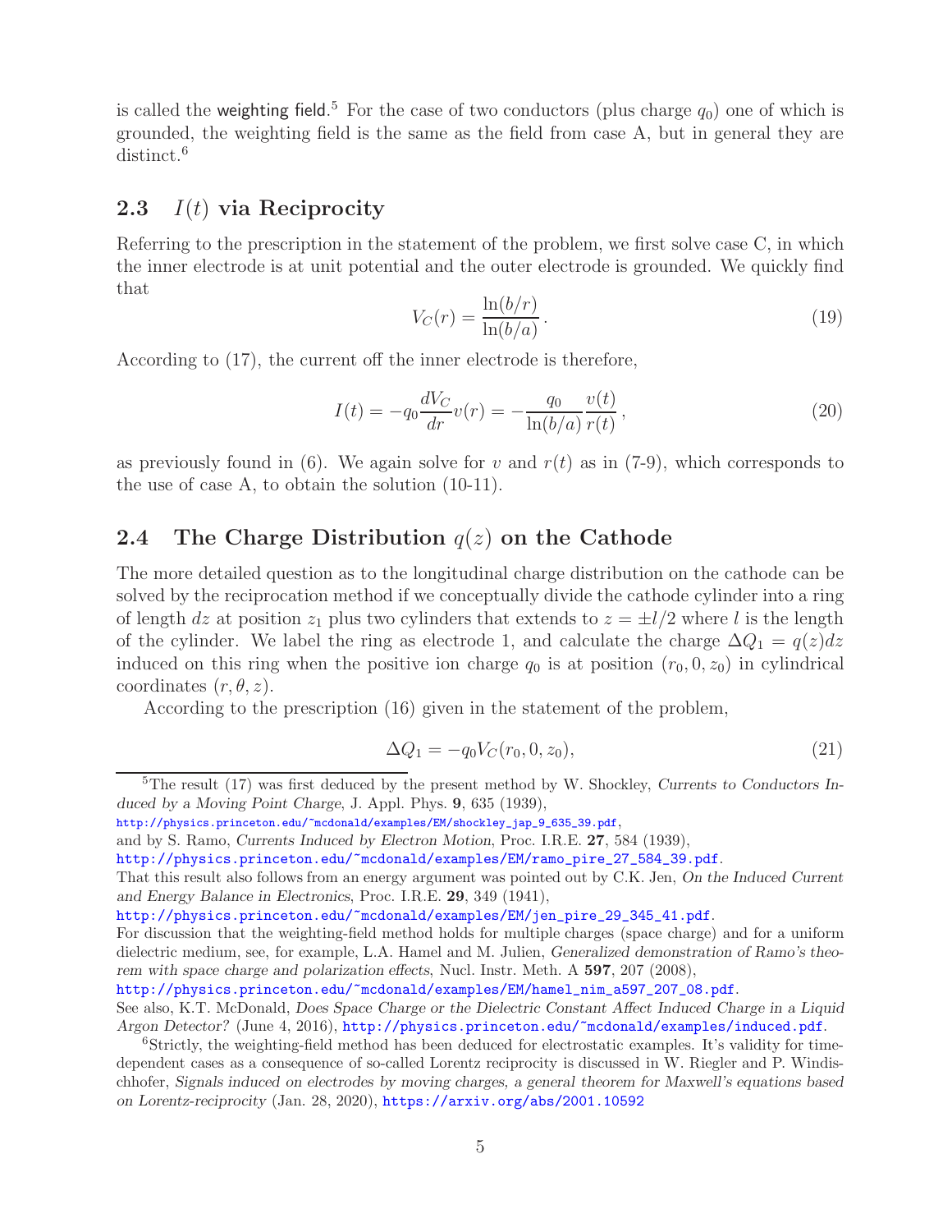is called the weighting field.[5] For the case of two conductors (plus charge $q_0$) one of which is grounded, the weighting field is the same as the field from case A, but in general they are distinct.[6]

## 2.3 $I(t)$ via Reciprocity

Referring to the prescription in the statement of the problem, we first solve case C, in which the inner electrode is at unit potential and the outer electrode is grounded. We quickly find that

$$V_C(r) = \frac{\ln(b/r)}{\ln(b/a)}. \tag{19}$$

According to (17), the current off the inner electrode is therefore,

$$I(t) = -q_0 \frac{dV_C}{dr} v(r) = -\frac{q_0}{\ln(b/a)} \frac{v(t)}{r(t)}, \tag{20}$$

as previously found in (6). We again solve for $v$ and $r(t)$ as in (7-9), which corresponds to the use of case A, to obtain the solution (10-11).

## 2.4 The Charge Distribution $q(z)$ on the Cathode

The more detailed question as to the longitudinal charge distribution on the cathode can be solved by the reciprocation method if we conceptually divide the cathode cylinder into a ring of length $dz$ at position $z_1$ plus two cylinders that extends to $z = \pm l/2$ where $l$ is the length of the cylinder. We label the ring as electrode 1, and calculate the charge $\Delta Q_1 = q(z)dz$ induced on this ring when the positive ion charge $q_0$ is at position $(r_0, 0, z_0)$ in cylindrical coordinates $(r, \theta, z)$.

According to the prescription (16) given in the statement of the problem,

$$\Delta Q_1 = -q_0 V_C(r_0, 0, z_0), \tag{21}$$

[5]The result (17) was first deduced by the present method by W. Shockley, *Currents to Conductors Induced by a Moving Point Charge*, J. Appl. Phys. **9**, 635 (1939), http://physics.princeton.edu/~mcdonald/examples/EM/shockley_jap_9_635_39.pdf, and by S. Ramo, *Currents Induced by Electron Motion*, Proc. I.R.E. **27**, 584 (1939), http://physics.princeton.edu/~mcdonald/examples/EM/ramo_pire_27_584_39.pdf.
That this result also follows from an energy argument was pointed out by C.K. Jen, *On the Induced Current and Energy Balance in Electronics*, Proc. I.R.E. **29**, 349 (1941), http://physics.princeton.edu/~mcdonald/examples/EM/jen_pire_29_345_41.pdf.
For discussion that the weighting-field method holds for multiple charges (space charge) and for a uniform dielectric medium, see, for example, L.A. Hamel and M. Julien, *Generalized demonstration of Ramo's theorem with space charge and polarization effects*, Nucl. Instr. Meth. A **597**, 207 (2008), http://physics.princeton.edu/~mcdonald/examples/EM/hamel_nim_a597_207_08.pdf.
See also, K.T. McDonald, *Does Space Charge or the Dielectric Constant Affect Induced Charge in a Liquid Argon Detector?* (June 4, 2016), http://physics.princeton.edu/~mcdonald/examples/induced.pdf.

[6]Strictly, the weighting-field method has been deduced for electrostatic examples. It's validity for time-dependent cases as a consequence of so-called Lorentz reciprocity is discussed in W. Riegler and P. Windischhofer, *Signals induced on electrodes by moving charges, a general theorem for Maxwell's equations based on Lorentz-reciprocity* (Jan. 28, 2020), https://arxiv.org/abs/2001.10592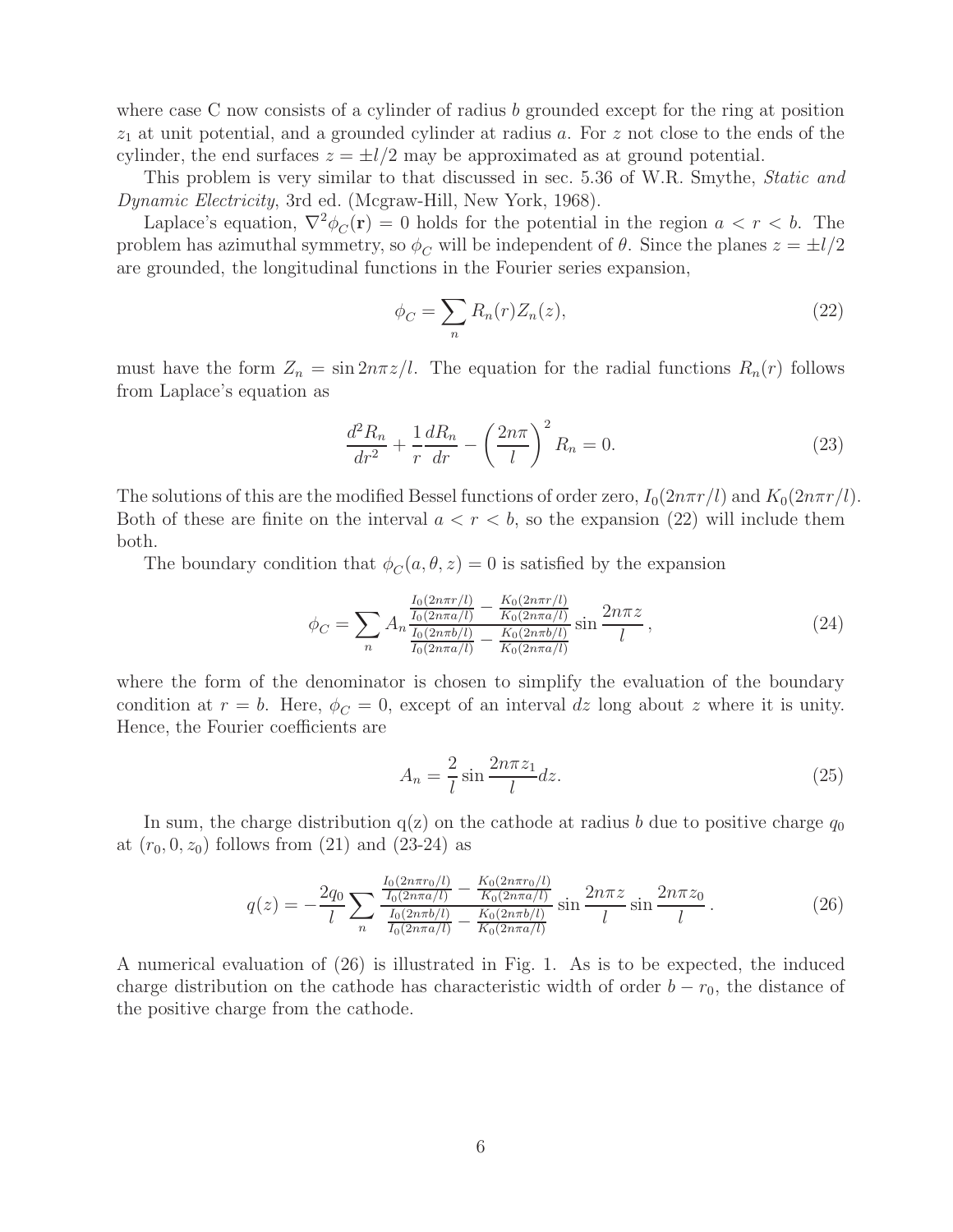where case C now consists of a cylinder of radius $b$ grounded except for the ring at position $z_1$ at unit potential, and a grounded cylinder at radius $a$. For $z$ not close to the ends of the cylinder, the end surfaces $z = \pm l/2$ may be approximated as at ground potential.

This problem is very similar to that discussed in sec. 5.36 of W.R. Smythe, *Static and Dynamic Electricity*, 3rd ed. (Mcgraw-Hill, New York, 1968).

Laplace's equation, $\nabla^2 \phi_C(\mathbf{r}) = 0$ holds for the potential in the region $a < r < b$. The problem has azimuthal symmetry, so $\phi_C$ will be independent of $\theta$. Since the planes $z = \pm l/2$ are grounded, the longitudinal functions in the Fourier series expansion,

$$\phi_C = \sum_n R_n(r) Z_n(z), \tag{22}$$

must have the form $Z_n = \sin 2n\pi z/l$. The equation for the radial functions $R_n(r)$ follows from Laplace's equation as

$$\frac{d^2 R_n}{dr^2} + \frac{1}{r}\frac{dR_n}{dr} - \left(\frac{2n\pi}{l}\right)^2 R_n = 0. \tag{23}$$

The solutions of this are the modified Bessel functions of order zero, $I_0(2n\pi r/l)$ and $K_0(2n\pi r/l)$. Both of these are finite on the interval $a < r < b$, so the expansion (22) will include them both.

The boundary condition that $\phi_C(a, \theta, z) = 0$ is satisfied by the expansion

$$\phi_C = \sum_n A_n \frac{\frac{I_0(2n\pi r/l)}{I_0(2n\pi a/l)} - \frac{K_0(2n\pi r/l)}{K_0(2n\pi a/l)}}{\frac{I_0(2n\pi b/l)}{I_0(2n\pi a/l)} - \frac{K_0(2n\pi b/l)}{K_0(2n\pi a/l)}} \sin\frac{2n\pi z}{l}\,, \tag{24}$$

where the form of the denominator is chosen to simplify the evaluation of the boundary condition at $r = b$. Here, $\phi_C = 0$, except of an interval $dz$ long about $z$ where it is unity. Hence, the Fourier coefficients are

$$A_n = \frac{2}{l}\sin\frac{2n\pi z_1}{l} dz. \tag{25}$$

In sum, the charge distribution q(z) on the cathode at radius $b$ due to positive charge $q_0$ at $(r_0, 0, z_0)$ follows from (21) and (23-24) as

$$q(z) = -\frac{2q_0}{l}\sum_n \frac{\frac{I_0(2n\pi r_0/l)}{I_0(2n\pi a/l)} - \frac{K_0(2n\pi r_0/l)}{K_0(2n\pi a/l)}}{\frac{I_0(2n\pi b/l)}{I_0(2n\pi a/l)} - \frac{K_0(2n\pi b/l)}{K_0(2n\pi a/l)}} \sin\frac{2n\pi z}{l}\sin\frac{2n\pi z_0}{l}\,. \tag{26}$$

A numerical evaluation of (26) is illustrated in Fig. 1. As is to be expected, the induced charge distribution on the cathode has characteristic width of order $b - r_0$, the distance of the positive charge from the cathode.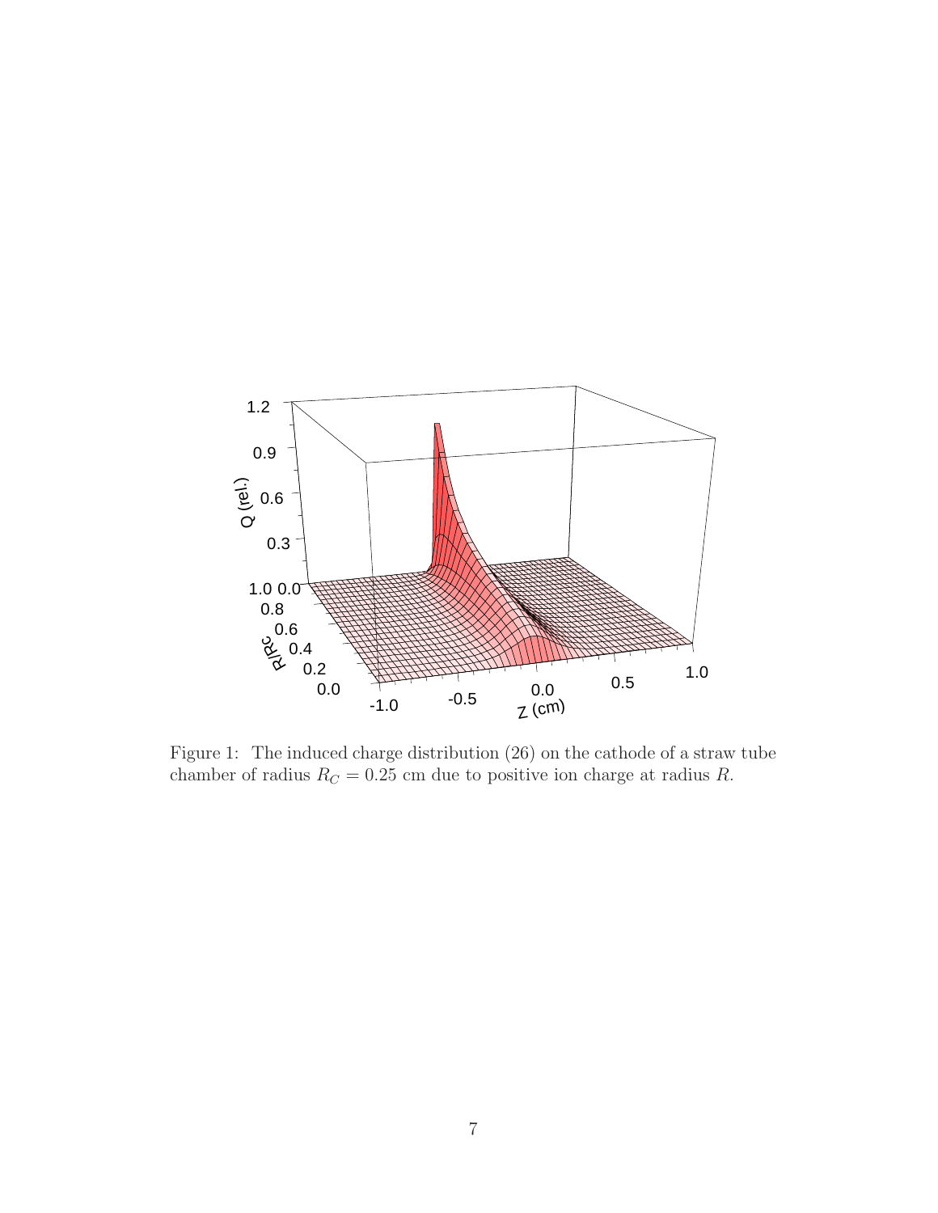1.2

0.9

0.6

0.3

Q (rel.)

1.0 0.0

0.8

0.6

0.4

0.2

0.0

R/Rc

-1.0

-0.5

0.0

0.5

1.0

Z (cm)

Figure 1: The induced charge distribution (26) on the cathode of a straw tube chamber of radius $R_C = 0.25$ cm due to positive ion charge at radius $R$.